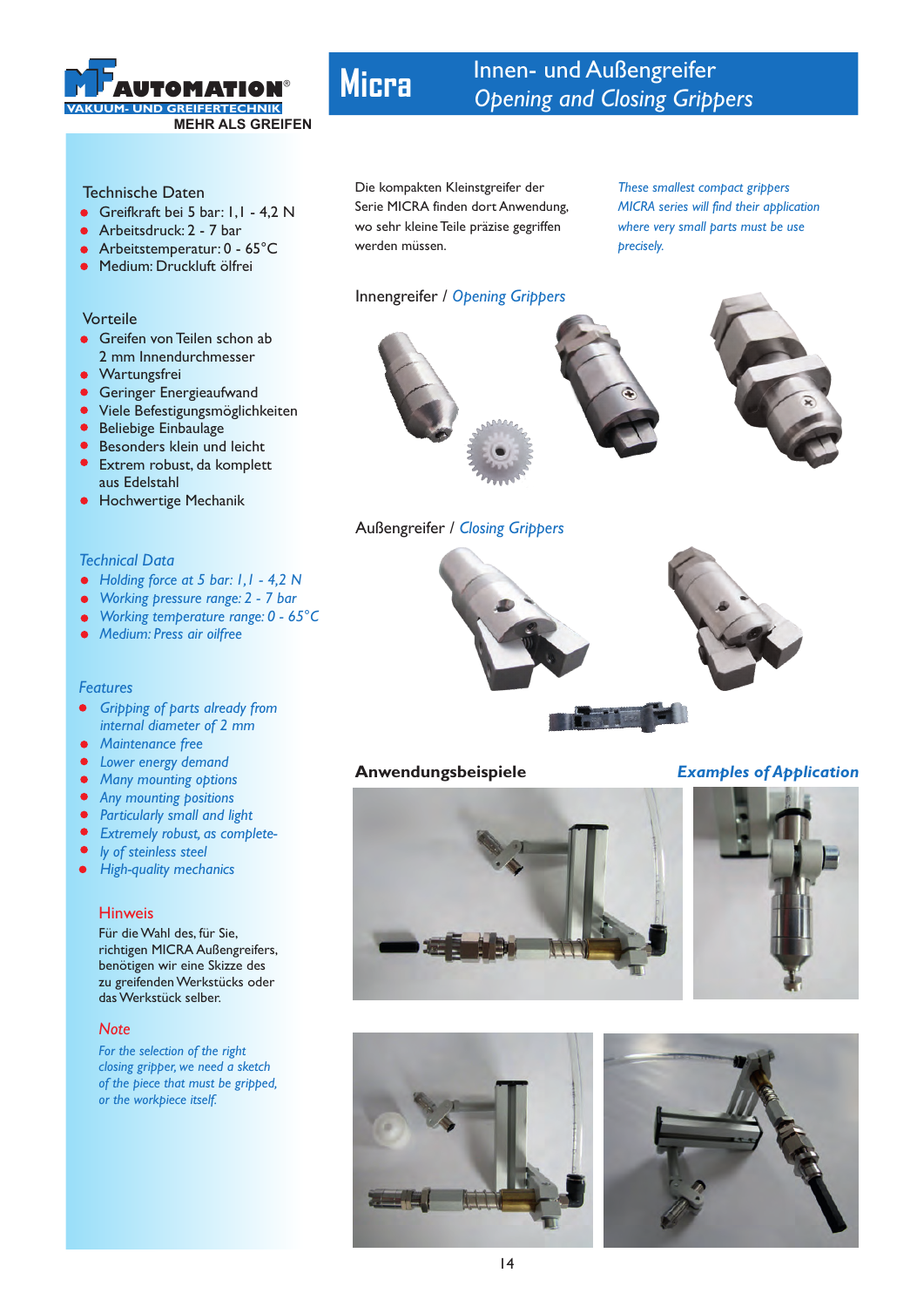MF AUTOMATION®
VAKUUM- UND GREIFERTECHNIK
MEHR ALS GREIFEN

# Micra

## Innen- und Außengreifer
## *Opening and Closing Grippers*

### Technische Daten

- Greifkraft bei 5 bar: 1,1 - 4,2 N
- Arbeitsdruck: 2 - 7 bar
- Arbeitstemperatur: 0 - 65°C
- Medium: Druckluft ölfrei

### Vorteile

- Greifen von Teilen schon ab 2 mm Innendurchmesser
- Wartungsfrei
- Geringer Energieaufwand
- Viele Befestigungsmöglichkeiten
- Beliebige Einbaulage
- Besonders klein und leicht
- Extrem robust, da komplett aus Edelstahl
- Hochwertige Mechanik

### *Technical Data*

- *Holding force at 5 bar: 1,1 - 4,2 N*
- *Working pressure range: 2 - 7 bar*
- *Working temperature range: 0 - 65°C*
- *Medium: Press air oilfree*

### *Features*

- *Gripping of parts already from internal diameter of 2 mm*
- *Maintenance free*
- *Lower energy demand*
- *Many mounting options*
- *Any mounting positions*
- *Particularly small and light*
- *Extremely robust, as completely of steinless steel*
- *High-quality mechanics*

### Hinweis

Für die Wahl des, für Sie, richtigen MICRA Außengreifers, benötigen wir eine Skizze des zu greifenden Werkstücks oder das Werkstück selber.

### *Note*

*For the selection of the right closing gripper, we need a sketch of the piece that must be gripped, or the workpiece itself.*

Die kompakten Kleinstgreifer der Serie MICRA finden dort Anwendung, wo sehr kleine Teile präzise gegriffen werden müssen.

*These smallest compact grippers MICRA series will find their application where very small parts must be use precisely.*

### Innengreifer / *Opening Grippers*

### Außengreifer / *Closing Grippers*

### **Anwendungsbeispiele** / ***Examples of Application***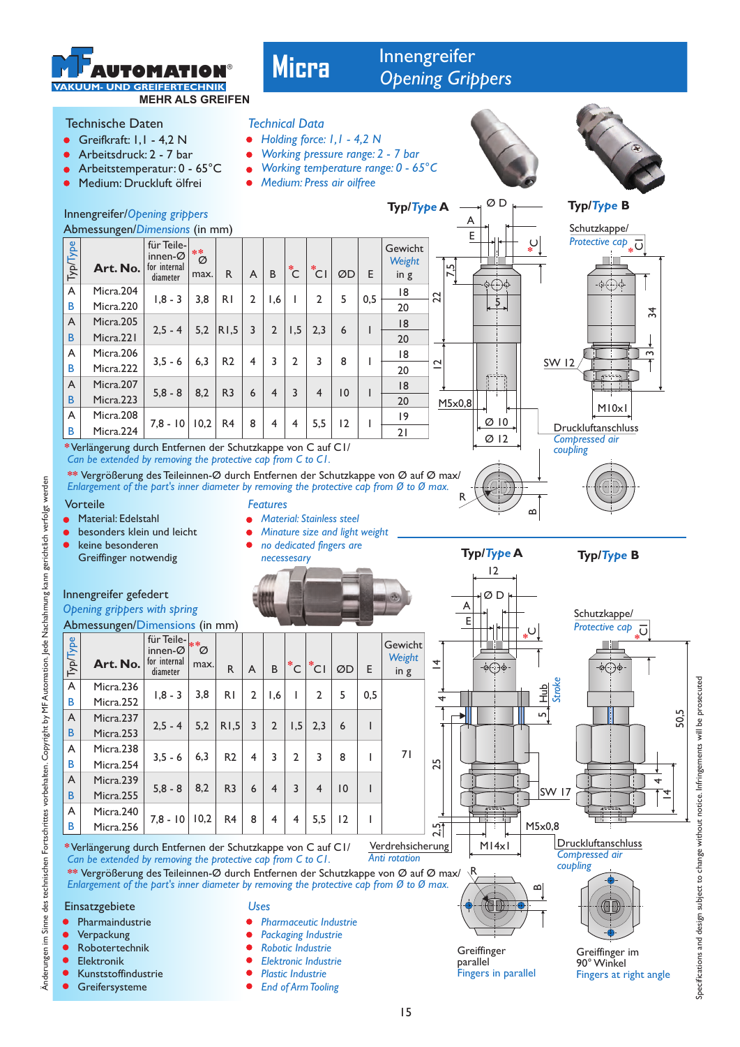# Micra

## Innengreifer
## *Opening Grippers*

MF AUTOMATION®
VAKUUM- UND GREIFERTECHNIK
MEHR ALS GREIFEN

### Technische Daten
- Greifkraft: 1,1 - 4,2 N
- Arbeitsdruck: 2 - 7 bar
- Arbeitstemperatur: 0 - 65°C
- Medium: Druckluft ölfrei

### *Technical Data*
- *Holding force: 1,1 - 4,2 N*
- *Working pressure range: 2 - 7 bar*
- *Working temperature range: 0 - 65°C*
- *Medium: Press air oilfree*

Innengreifer/*Opening grippers*
Abmessungen/*Dimensions* (in mm)

| Typ/*Type* | Art. No. | für Teile-innen-Ø *for internal diameter* | ** Ø max. | R | A | B | * C | * C1 | ØD | E | Gewicht *Weight* in g |
|---|---|---|---|---|---|---|---|---|---|---|---|
| A | Micra.204 | 1,8 - 3 | 3,8 | R1 | 2 | 1,6 | 1 | 2 | 5 | 0,5 | 18 |
| B | Micra.220 | | | | | | | | | | 20 |
| A | Micra.205 | 2,5 - 4 | 5,2 | R1,5 | 3 | 2 | 1,5 | 2,3 | 6 | 1 | 18 |
| B | Micra.221 | | | | | | | | | | 20 |
| A | Micra.206 | 3,5 - 6 | 6,3 | R2 | 4 | 3 | 2 | 3 | 8 | 1 | 18 |
| B | Micra.222 | | | | | | | | | | 20 |
| A | Micra.207 | 5,8 - 8 | 8,2 | R3 | 6 | 4 | 3 | 4 | 10 | 1 | 18 |
| B | Micra.223 | | | | | | | | | | 20 |
| A | Micra.208 | 7,8 - 10 | 10,2 | R4 | 8 | 4 | 4 | 5,5 | 12 | 1 | 19 |
| B | Micra.224 | | | | | | | | | | 21 |

*Verlängerung durch Entfernen der Schutzkappe von C auf C1/
*Can be extended by removing the protective cap from C to C1.*

** Vergrößerung des Teileinnen-Ø durch Entfernen der Schutzkappe von Ø auf Ø max/
*Enlargement of the part's inner diameter by removing the protective cap from Ø to Ø max.*

Typ/*Type* A — Typ/*Type* B

Schutzkappe/*Protective cap* — SW 12 — M5x0,8 — M10x1 — Ø 10 — Ø 12 — Druckluftanschluss/*Compressed air coupling*

### Vorteile
- Material: Edelstahl
- besonders klein und leicht
- keine besonderen Greiffinger notwendig

### *Features*
- *Material: Stainless steel*
- *Miniature size and light weight*
- *no dedicated fingers are necessesary*

Innengreifer gefedert
*Opening grippers with spring*
Abmessungen/*Dimensions* (in mm)

| Typ/*Type* | Art. No. | für Teile-innen-Ø *for internal diameter* | ** Ø max. | R | A | B | * C | * C1 | ØD | E | Gewicht *Weight* in g |
|---|---|---|---|---|---|---|---|---|---|---|---|
| A | Micra.236 | 1,8 - 3 | 3,8 | R1 | 2 | 1,6 | 1 | 2 | 5 | 0,5 | 71 |
| B | Micra.252 | | | | | | | | | | |
| A | Micra.237 | 2,5 - 4 | 5,2 | R1,5 | 3 | 2 | 1,5 | 2,3 | 6 | 1 | |
| B | Micra.253 | | | | | | | | | | |
| A | Micra.238 | 3,5 - 6 | 6,3 | R2 | 4 | 3 | 2 | 3 | 8 | 1 | |
| B | Micra.254 | | | | | | | | | | |
| A | Micra.239 | 5,8 - 8 | 8,2 | R3 | 6 | 4 | 3 | 4 | 10 | 1 | |
| B | Micra.255 | | | | | | | | | | |
| A | Micra.240 | 7,8 - 10 | 10,2 | R4 | 8 | 4 | 4 | 5,5 | 12 | 1 | |
| B | Micra.256 | | | | | | | | | | |

*Verlängerung durch Entfernen der Schutzkappe von C auf C1/
*Can be extended by removing the protective cap from C to C1.*

** Vergrößerung des Teileinnen-Ø durch Entfernen der Schutzkappe von Ø auf Ø max/
*Enlargement of the part's inner diameter by removing the protective cap from Ø to Ø max.*

Typ/*Type* A — Typ/*Type* B

Schutzkappe/*Protective cap* — Hub/*Stroke* — SW 17 — M5x0,8 — M14x1 — Verdrehsicherung/*Anti rotation* — Druckluftanschluss/*Compressed air coupling*

Greiffinger parallel
*Fingers in parallel*

Greiffinger im 90° Winkel
*Fingers at right angle*

### Einsatzgebiete
- Pharmaindustrie
- Verpackung
- Robotertechnik
- Elektronik
- Kunststoffindustrie
- Greifersysteme

### *Uses*
- *Pharmaceutic Industrie*
- *Packaging Industrie*
- *Robotic Industrie*
- *Elektronic Industrie*
- *Plastic Industrie*
- *End of Arm Tooling*

Änderungen im Sinne des technischen Fortschrittes vorbehalten. Copyright by MF Automation. Jede Nachahmung kann gerichtlich verfolgt werden

Specifications and design subject to change without notice. Infringements will be prosecuted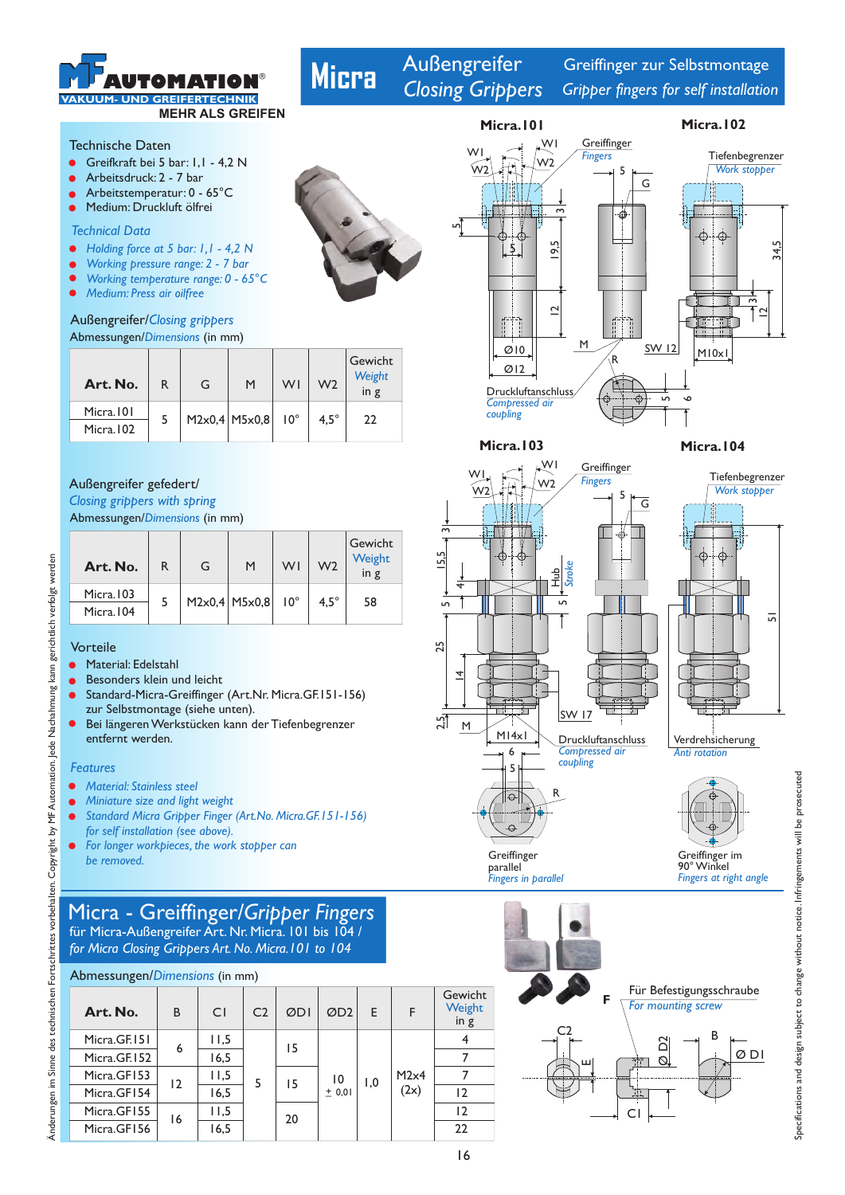# Micra — Außengreifer / Closing Grippers — Greiffinger zur Selbstmontage / Gripper fingers for self installation

MF AUTOMATION — VAKUUM- UND GREIFERTECHNIK — MEHR ALS GREIFEN

## Technische Daten

- Greifkraft bei 5 bar: 1,1 - 4,2 N
- Arbeitsdruck: 2 - 7 bar
- Arbeitstemperatur: 0 - 65°C
- Medium: Druckluft ölfrei

## *Technical Data*

- *Holding force at 5 bar: 1,1 - 4,2 N*
- *Working pressure range: 2 - 7 bar*
- *Working temperature range: 0 - 65°C*
- *Medium: Press air oilfree*

### Außengreifer/*Closing grippers*

Abmessungen/*Dimensions* (in mm)

| Art. No. | R | G | M | W1 | W2 | Gewicht *Weight* in g |
|---|---|---|---|---|---|---|
| Micra.101 | 5 | M2x0,4 | M5x0,8 | 10° | 4,5° | 22 |
| Micra.102 | | | | | | |

### Außengreifer gefedert/ *Closing grippers with spring*

Abmessungen/*Dimensions* (in mm)

| Art. No. | R | G | M | W1 | W2 | Gewicht *Weight* in g |
|---|---|---|---|---|---|---|
| Micra.103 | 5 | M2x0,4 | M5x0,8 | 10° | 4,5° | 58 |
| Micra.104 | | | | | | |

## Vorteile

- Material: Edelstahl
- Besonders klein und leicht
- Standard-Micra-Greiffinger (Art.Nr. Micra.GF.151-156) zur Selbstmontage (siehe unten).
- Bei längeren Werkstücken kann der Tiefenbegrenzer entfernt werden.

## *Features*

- *Material: Stainless steel*
- *Miniature size and light weight*
- *Standard Micra Gripper Finger (Art.No. Micra.GF.151-156) for self installation (see above).*
- *For longer workpieces, the work stopper can be removed.*

Micra.101 — Micra.102: Greiffinger / *Fingers*; Tiefenbegrenzer / *Work stopper*; Druckluftanschluss / *Compressed air coupling*; W1, W2, G, M, R, SW 12, M10x1, Ø10, Ø12, 5, 3, 19,5, 12, 34,5, 6

Micra.103 — Micra.104: Greiffinger / *Fingers*; Tiefenbegrenzer / *Work stopper*; Hub / *Stroke*; Druckluftanschluss / *Compressed air coupling*; Verdrehsicherung / *Anti rotation*; SW 17, M14x1, 15,5, 25, 14, 2,5, 51

Greiffinger parallel / *Fingers in parallel* — Greiffinger im 90° Winkel / *Fingers at right angle*

## Micra - Greiffinger/*Gripper Fingers*

für Micra-Außengreifer Art. Nr. Micra. 101 bis 104 / *for Micra Closing Grippers Art. No. Micra.101 to 104*

Abmessungen/*Dimensions* (in mm)

| Art. No. | B | C1 | C2 | ØD1 | ØD2 | E | F | Gewicht *Weight* in g |
|---|---|---|---|---|---|---|---|---|
| Micra.GF.151 | 6 | 11,5 | 5 | 15 | 10 ± 0,01 | 1,0 | M2x4 (2x) | 4 |
| Micra.GF.152 | | 16,5 | | | | | | 7 |
| Micra.GF153 | 12 | 11,5 | | 15 | | | | 7 |
| Micra.GF154 | | 16,5 | | | | | | 12 |
| Micra.GF155 | 16 | 11,5 | | 20 | | | | 12 |
| Micra.GF156 | | 16,5 | | | | | | 22 |

F — Für Befestigungsschraube / *For mounting screw*

Änderungen im Sinne des technischen Fortschrittes vorbehalten. Copyright by MF Automation. Jede Nachahmung kann gerichtlich verfolgt werden.

Specifications and design subject to change without notice. Infringements will be prosecuted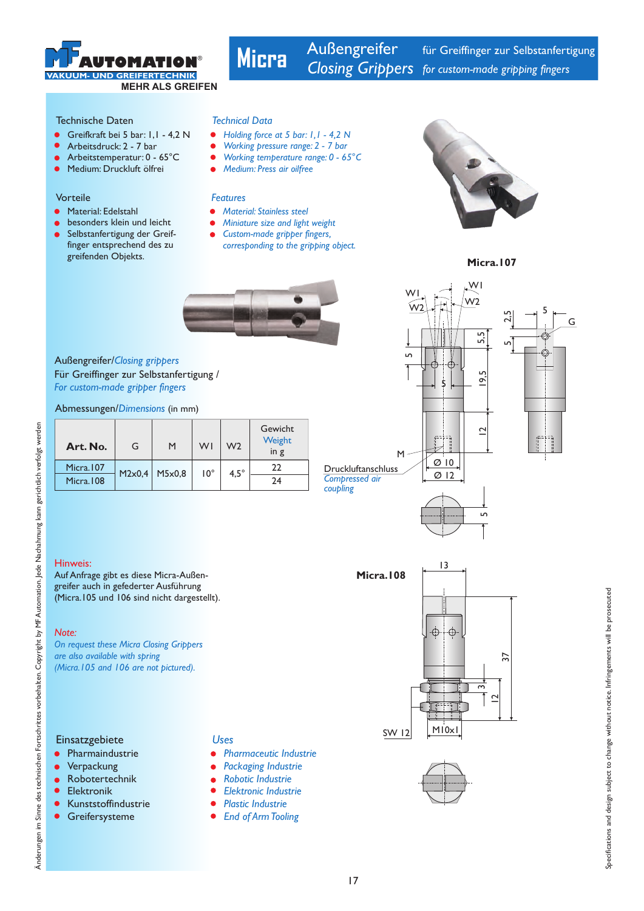# Micra Außengreifer für Greiffinger zur Selbstanfertigung

## *Closing Grippers for custom-made gripping fingers*

MF AUTOMATION® VAKUUM- UND GREIFERTECHNIK MEHR ALS GREIFEN

### Technische Daten

- Greifkraft bei 5 bar: 1,1 - 4,2 N
- Arbeitsdruck: 2 - 7 bar
- Arbeitstemperatur: 0 - 65°C
- Medium: Druckluft ölfrei

### *Technical Data*

- *Holding force at 5 bar: 1,1 - 4,2 N*
- *Working pressure range: 2 - 7 bar*
- *Working temperature range: 0 - 65°C*
- *Medium: Press air oilfree*

### Vorteile

- Material: Edelstahl
- besonders klein und leicht
- Selbstanfertigung der Greiffinger entsprechend des zu greifenden Objekts.

### *Features*

- *Material: Stainless steel*
- *Miniature size and light weight*
- *Custom-made gripper fingers, corresponding to the gripping object.*

Micra.107

Außengreifer/*Closing grippers*
Für Greiffinger zur Selbstanfertigung / *For custom-made gripper fingers*

Abmessungen/*Dimensions* (in mm)

| Art. No. | G | M | W1 | W2 | Gewicht *Weight* in g |
|---|---|---|---|---|---|
| Micra.107 | M2x0,4 | M5x0,8 | 10° | 4,5° | 22 |
| Micra.108 | M2x0,4 | M5x0,8 | 10° | 4,5° | 24 |

W1
W2
W1
W2
2,5
5
G
5
5,5
5
19,5
5
12
M
Ø 10
Ø 12
Druckluftanschluss
*Compressed air coupling*
5

Micra.108

13
37
3
12
SW 12
M10x1

**Hinweis:**
Auf Anfrage gibt es diese Micra-Außengreifer auch in gefederter Ausführung (Micra.105 und 106 sind nicht dargestellt).

***Note:***
*On request these Micra Closing Grippers are also available with spring (Micra.105 and 106 are not pictured).*

### Einsatzgebiete

- Pharmaindustrie
- Verpackung
- Robotertechnik
- Elektronik
- Kunststoffindustrie
- Greifersysteme

### *Uses*

- *Pharmaceutic Industrie*
- *Packaging Industrie*
- *Robotic Industrie*
- *Elektronic Industrie*
- *Plastic Industrie*
- *End of Arm Tooling*

Änderungen im Sinne des technischen Fortschrittes vorbehalten. Copyright by MF Automation. Jede Nachahmung kann gerichtlich verfolgt werden

Specifications and design subject to change without notice. Infringements will be prosecuted